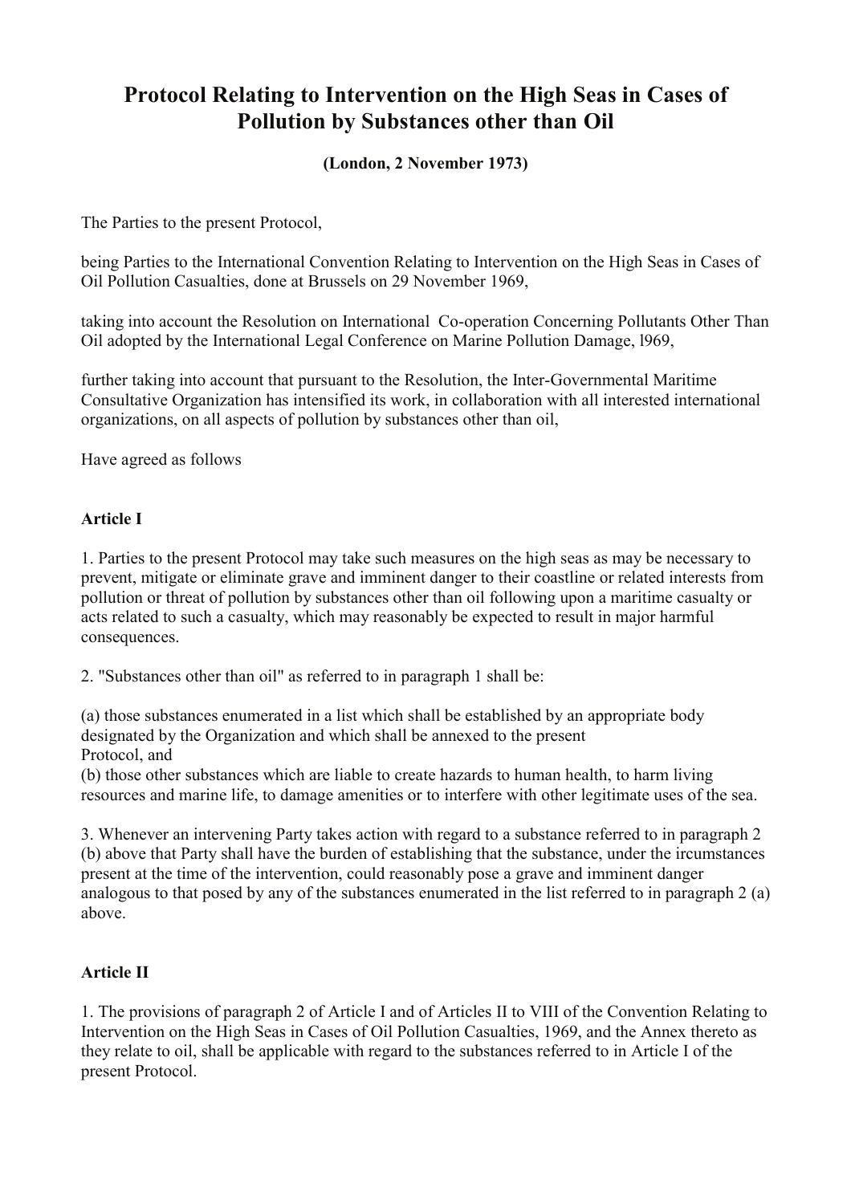# Protocol Relating to Intervention on the High Seas in Cases of Pollution by Substances other than Oil

**(London, 2 November 1973)**

The Parties to the present Protocol,

being Parties to the International Convention Relating to Intervention on the High Seas in Cases of Oil Pollution Casualties, done at Brussels on 29 November 1969,

taking into account the Resolution on International Co-operation Concerning Pollutants Other Than Oil adopted by the International Legal Conference on Marine Pollution Damage, l969,

further taking into account that pursuant to the Resolution, the Inter-Governmental Maritime Consultative Organization has intensified its work, in collaboration with all interested international organizations, on all aspects of pollution by substances other than oil,

Have agreed as follows

**Article I**

1. Parties to the present Protocol may take such measures on the high seas as may be necessary to prevent, mitigate or eliminate grave and imminent danger to their coastline or related interests from pollution or threat of pollution by substances other than oil following upon a maritime casualty or acts related to such a casualty, which may reasonably be expected to result in major harmful consequences.

2. "Substances other than oil" as referred to in paragraph 1 shall be:

(a) those substances enumerated in a list which shall be established by an appropriate body designated by the Organization and which shall be annexed to the present Protocol, and
(b) those other substances which are liable to create hazards to human health, to harm living resources and marine life, to damage amenities or to interfere with other legitimate uses of the sea.

3. Whenever an intervening Party takes action with regard to a substance referred to in paragraph 2 (b) above that Party shall have the burden of establishing that the substance, under the ircumstances present at the time of the intervention, could reasonably pose a grave and imminent danger analogous to that posed by any of the substances enumerated in the list referred to in paragraph 2 (a) above.

**Article II**

1. The provisions of paragraph 2 of Article I and of Articles II to VIII of the Convention Relating to Intervention on the High Seas in Cases of Oil Pollution Casualties, 1969, and the Annex thereto as they relate to oil, shall be applicable with regard to the substances referred to in Article I of the present Protocol.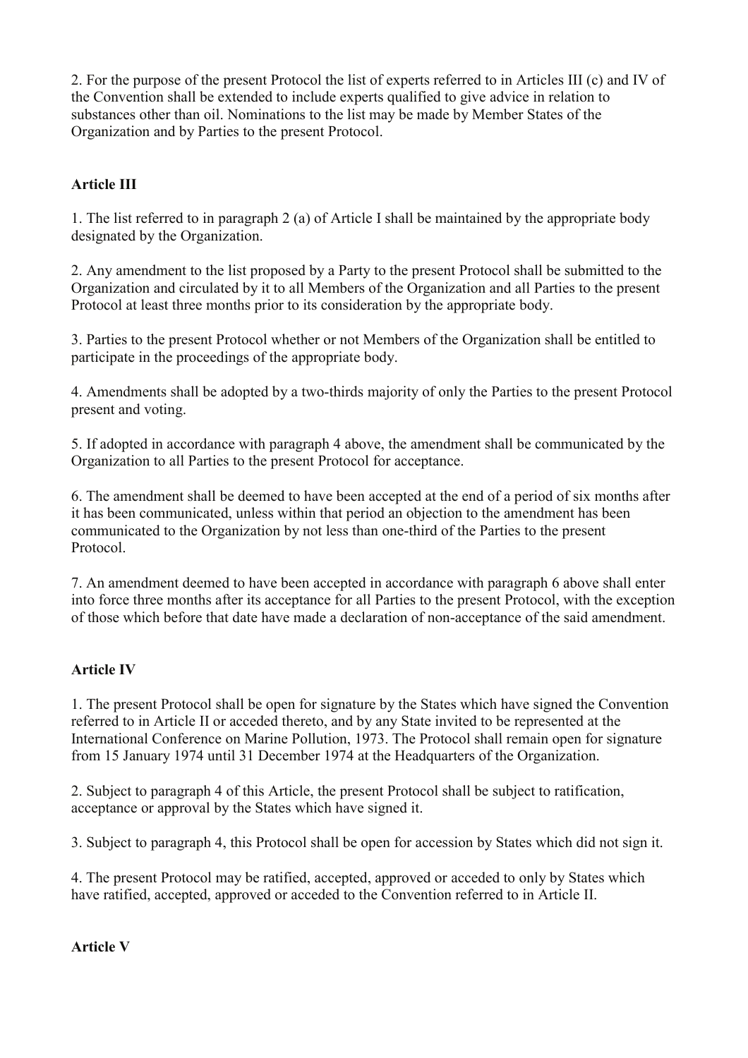2. For the purpose of the present Protocol the list of experts referred to in Articles III (c) and IV of the Convention shall be extended to include experts qualified to give advice in relation to substances other than oil. Nominations to the list may be made by Member States of the Organization and by Parties to the present Protocol.

**Article III**

1. The list referred to in paragraph 2 (a) of Article I shall be maintained by the appropriate body designated by the Organization.

2. Any amendment to the list proposed by a Party to the present Protocol shall be submitted to the Organization and circulated by it to all Members of the Organization and all Parties to the present Protocol at least three months prior to its consideration by the appropriate body.

3. Parties to the present Protocol whether or not Members of the Organization shall be entitled to participate in the proceedings of the appropriate body.

4. Amendments shall be adopted by a two-thirds majority of only the Parties to the present Protocol present and voting.

5. If adopted in accordance with paragraph 4 above, the amendment shall be communicated by the Organization to all Parties to the present Protocol for acceptance.

6. The amendment shall be deemed to have been accepted at the end of a period of six months after it has been communicated, unless within that period an objection to the amendment has been communicated to the Organization by not less than one-third of the Parties to the present Protocol.

7. An amendment deemed to have been accepted in accordance with paragraph 6 above shall enter into force three months after its acceptance for all Parties to the present Protocol, with the exception of those which before that date have made a declaration of non-acceptance of the said amendment.

**Article IV**

1. The present Protocol shall be open for signature by the States which have signed the Convention referred to in Article II or acceded thereto, and by any State invited to be represented at the International Conference on Marine Pollution, 1973. The Protocol shall remain open for signature from 15 January 1974 until 31 December 1974 at the Headquarters of the Organization.

2. Subject to paragraph 4 of this Article, the present Protocol shall be subject to ratification, acceptance or approval by the States which have signed it.

3. Subject to paragraph 4, this Protocol shall be open for accession by States which did not sign it.

4. The present Protocol may be ratified, accepted, approved or acceded to only by States which have ratified, accepted, approved or acceded to the Convention referred to in Article II.

**Article V**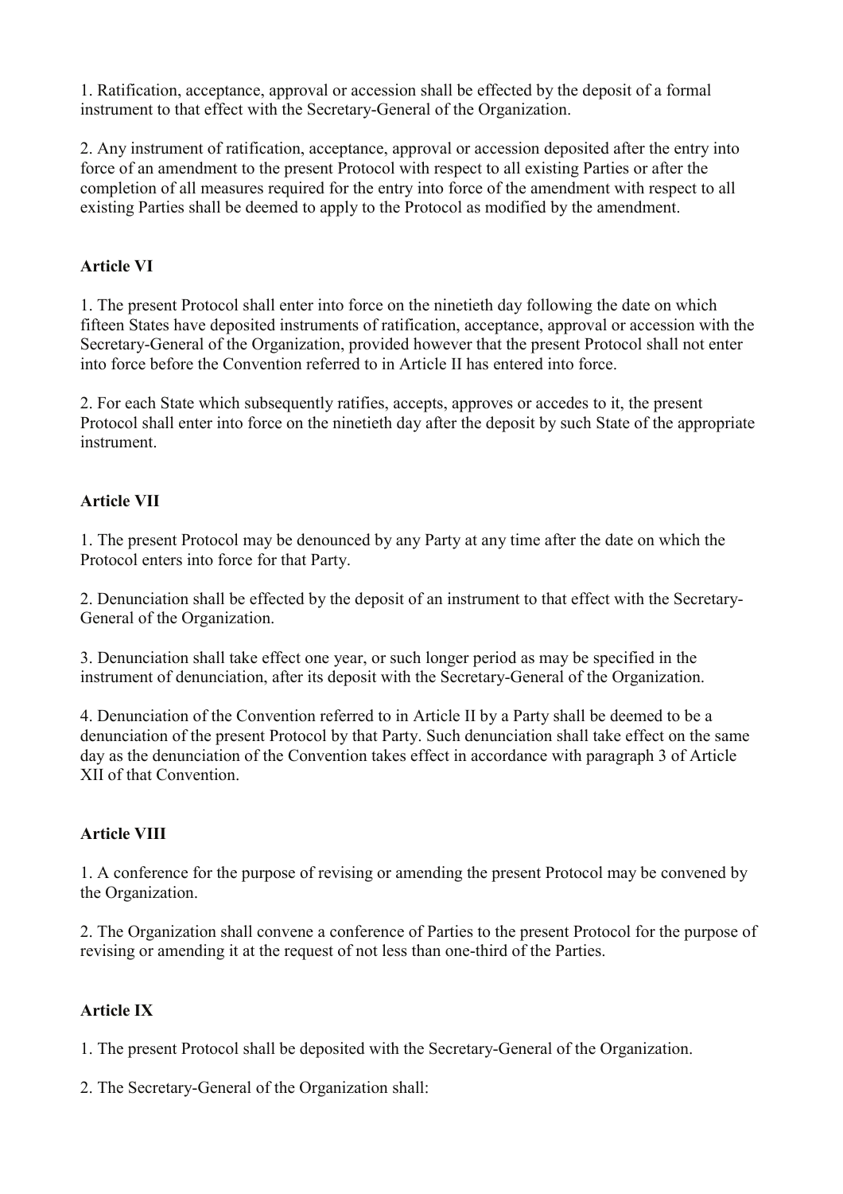1. Ratification, acceptance, approval or accession shall be effected by the deposit of a formal instrument to that effect with the Secretary-General of the Organization.

2. Any instrument of ratification, acceptance, approval or accession deposited after the entry into force of an amendment to the present Protocol with respect to all existing Parties or after the completion of all measures required for the entry into force of the amendment with respect to all existing Parties shall be deemed to apply to the Protocol as modified by the amendment.

**Article VI**

1. The present Protocol shall enter into force on the ninetieth day following the date on which fifteen States have deposited instruments of ratification, acceptance, approval or accession with the Secretary-General of the Organization, provided however that the present Protocol shall not enter into force before the Convention referred to in Article II has entered into force.

2. For each State which subsequently ratifies, accepts, approves or accedes to it, the present Protocol shall enter into force on the ninetieth day after the deposit by such State of the appropriate instrument.

**Article VII**

1. The present Protocol may be denounced by any Party at any time after the date on which the Protocol enters into force for that Party.

2. Denunciation shall be effected by the deposit of an instrument to that effect with the Secretary-General of the Organization.

3. Denunciation shall take effect one year, or such longer period as may be specified in the instrument of denunciation, after its deposit with the Secretary-General of the Organization.

4. Denunciation of the Convention referred to in Article II by a Party shall be deemed to be a denunciation of the present Protocol by that Party. Such denunciation shall take effect on the same day as the denunciation of the Convention takes effect in accordance with paragraph 3 of Article XII of that Convention.

**Article VIII**

1. A conference for the purpose of revising or amending the present Protocol may be convened by the Organization.

2. The Organization shall convene a conference of Parties to the present Protocol for the purpose of revising or amending it at the request of not less than one-third of the Parties.

**Article IX**

1. The present Protocol shall be deposited with the Secretary-General of the Organization.

2. The Secretary-General of the Organization shall: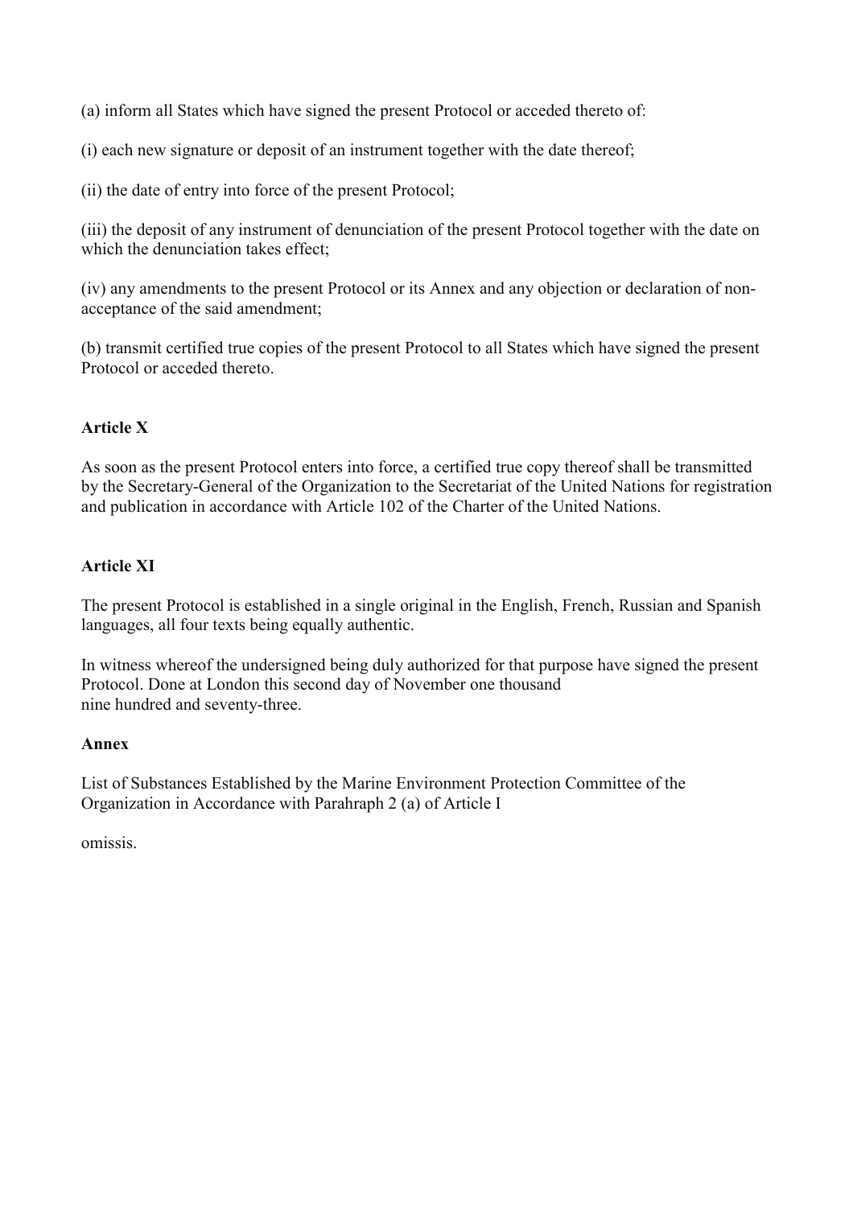(a) inform all States which have signed the present Protocol or acceded thereto of:

(i) each new signature or deposit of an instrument together with the date thereof;

(ii) the date of entry into force of the present Protocol;

(iii) the deposit of any instrument of denunciation of the present Protocol together with the date on which the denunciation takes effect;

(iv) any amendments to the present Protocol or its Annex and any objection or declaration of non-acceptance of the said amendment;

(b) transmit certified true copies of the present Protocol to all States which have signed the present Protocol or acceded thereto.

**Article X**

As soon as the present Protocol enters into force, a certified true copy thereof shall be transmitted by the Secretary-General of the Organization to the Secretariat of the United Nations for registration and publication in accordance with Article 102 of the Charter of the United Nations.

**Article XI**

The present Protocol is established in a single original in the English, French, Russian and Spanish languages, all four texts being equally authentic.

In witness whereof the undersigned being duly authorized for that purpose have signed the present Protocol. Done at London this second day of November one thousand nine hundred and seventy-three.

**Annex**

List of Substances Established by the Marine Environment Protection Committee of the Organization in Accordance with Parahraph 2 (a) of Article I

omissis.